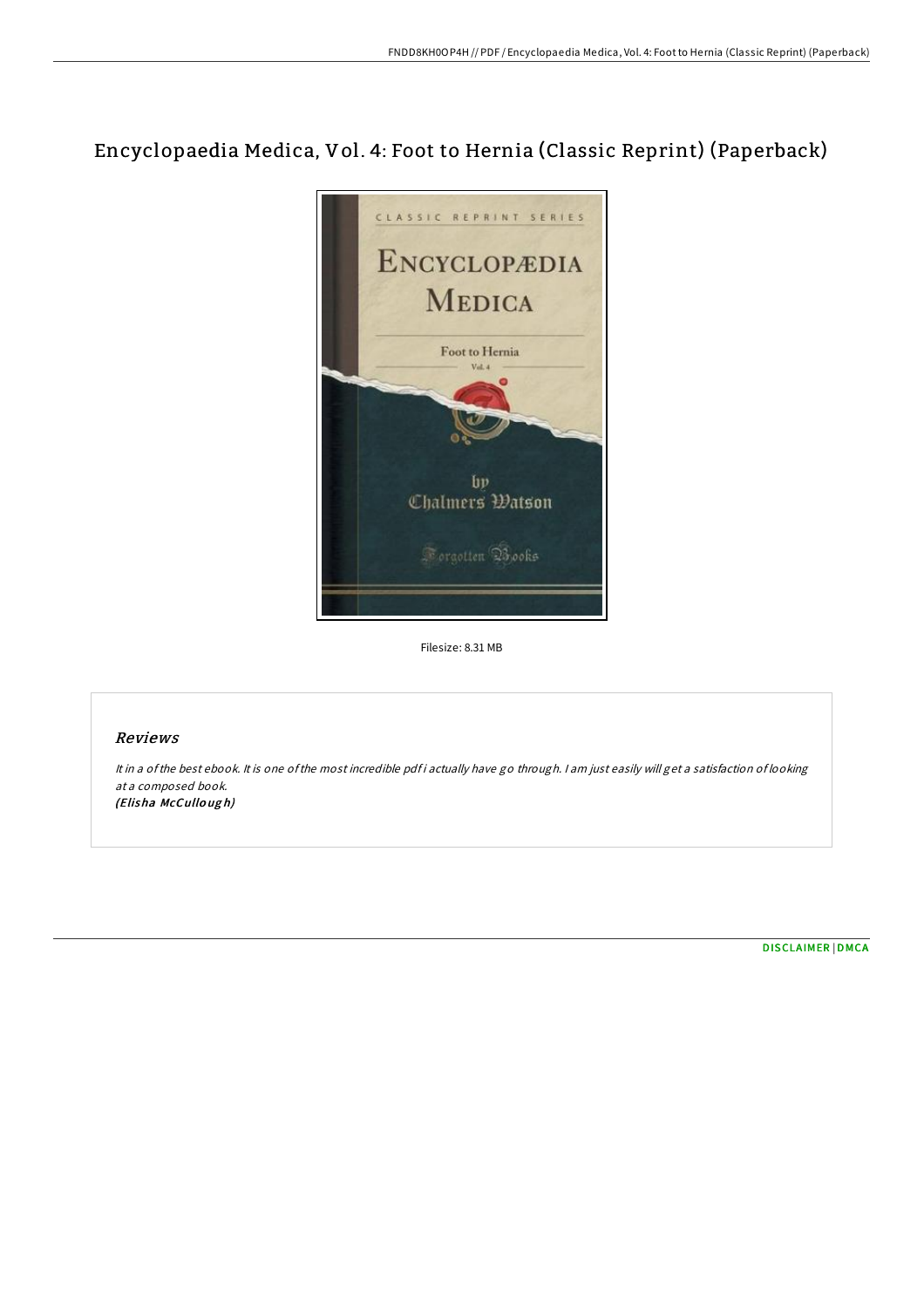# Encyclopaedia Medica, Vol. 4: Foot to Hernia (Classic Reprint) (Paperback)

Filesize: 8.31 MB

## Reviews

*It in a of the best ebook. It is one of the most incredible pdf i actually have go through. I am just easily will get a satisfaction of looking at a composed book.*
***(Elisha McCullough)***

DISCLAIMER | DMCA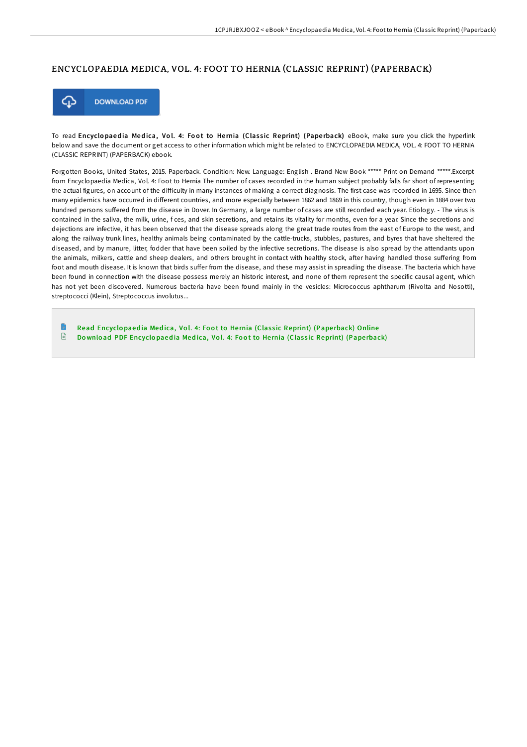# ENCYCLOPAEDIA MEDICA, VOL. 4: FOOT TO HERNIA (CLASSIC REPRINT) (PAPERBACK)

DOWNLOAD PDF

To read **Encyclopaedia Medica, Vol. 4: Foot to Hernia (Classic Reprint) (Paperback)** eBook, make sure you click the hyperlink below and save the document or get access to other information which might be related to ENCYCLOPAEDIA MEDICA, VOL. 4: FOOT TO HERNIA (CLASSIC REPRINT) (PAPERBACK) ebook.

Forgotten Books, United States, 2015. Paperback. Condition: New. Language: English . Brand New Book ***** Print on Demand *****.Excerpt from Encyclopaedia Medica, Vol. 4: Foot to Hernia The number of cases recorded in the human subject probably falls far short of representing the actual figures, on account of the difficulty in many instances of making a correct diagnosis. The first case was recorded in 1695. Since then many epidemics have occurred in different countries, and more especially between 1862 and 1869 in this country, though even in 1884 over two hundred persons suffered from the disease in Dover. In Germany, a large number of cases are still recorded each year. Etiology. - The virus is contained in the saliva, the milk, urine, f ces, and skin secretions, and retains its vitality for months, even for a year. Since the secretions and dejections are infective, it has been observed that the disease spreads along the great trade routes from the east of Europe to the west, and along the railway trunk lines, healthy animals being contaminated by the cattle-trucks, stubbles, pastures, and byres that have sheltered the diseased, and by manure, litter, fodder that have been soiled by the infective secretions. The disease is also spread by the attendants upon the animals, milkers, cattle and sheep dealers, and others brought in contact with healthy stock, after having handled those suffering from foot and mouth disease. It is known that birds suffer from the disease, and these may assist in spreading the disease. The bacteria which have been found in connection with the disease possess merely an historic interest, and none of them represent the specific causal agent, which has not yet been discovered. Numerous bacteria have been found mainly in the vesicles: Micrococcus aphtharum (Rivolta and Nosotti), streptococci (Klein), Streptococcus involutus...

- Read Encyclopaedia Medica, Vol. 4: Foot to Hernia (Classic Reprint) (Paperback) Online
- Download PDF Encyclopaedia Medica, Vol. 4: Foot to Hernia (Classic Reprint) (Paperback)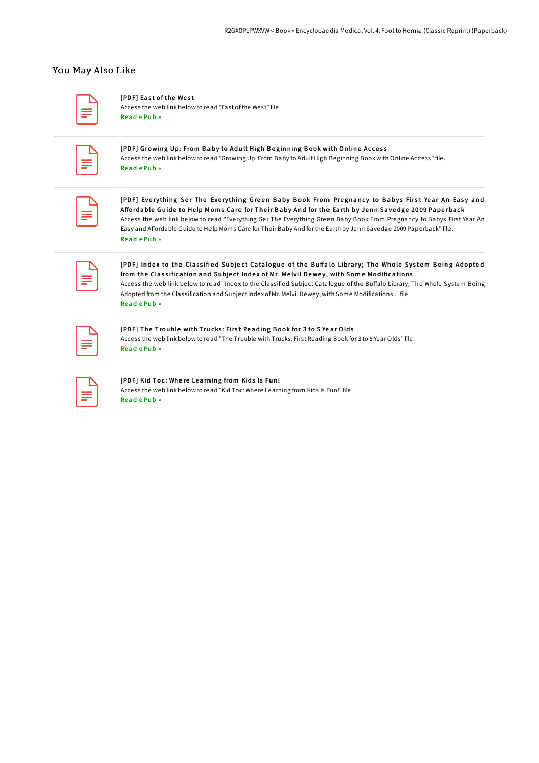## You May Also Like

**[PDF] East of the West**

Access the web link below to read "East of the West" file.

Read ePub »

**[PDF] Growing Up: From Baby to Adult High Beginning Book with Online Access**

Access the web link below to read "Growing Up: From Baby to Adult High Beginning Book with Online Access" file.

Read ePub »

**[PDF] Everything Ser The Everything Green Baby Book From Pregnancy to Babys First Year An Easy and Affordable Guide to Help Moms Care for Their Baby And for the Earth by Jenn Savedge 2009 Paperback**

Access the web link below to read "Everything Ser The Everything Green Baby Book From Pregnancy to Babys First Year An Easy and Affordable Guide to Help Moms Care for Their Baby And for the Earth by Jenn Savedge 2009 Paperback" file.

Read ePub »

**[PDF] Index to the Classified Subject Catalogue of the Buffalo Library; The Whole System Being Adopted from the Classification and Subject Index of Mr. Melvil Dewey, with Some Modifications .**

Access the web link below to read "Index to the Classified Subject Catalogue of the Buffalo Library; The Whole System Being Adopted from the Classification and Subject Index of Mr. Melvil Dewey, with Some Modifications ." file.

Read ePub »

**[PDF] The Trouble with Trucks: First Reading Book for 3 to 5 Year Olds**

Access the web link below to read "The Trouble with Trucks: First Reading Book for 3 to 5 Year Olds" file.

Read ePub »

**[PDF] Kid Toc: Where Learning from Kids Is Fun!**

Access the web link below to read "Kid Toc: Where Learning from Kids Is Fun!" file.

Read ePub »